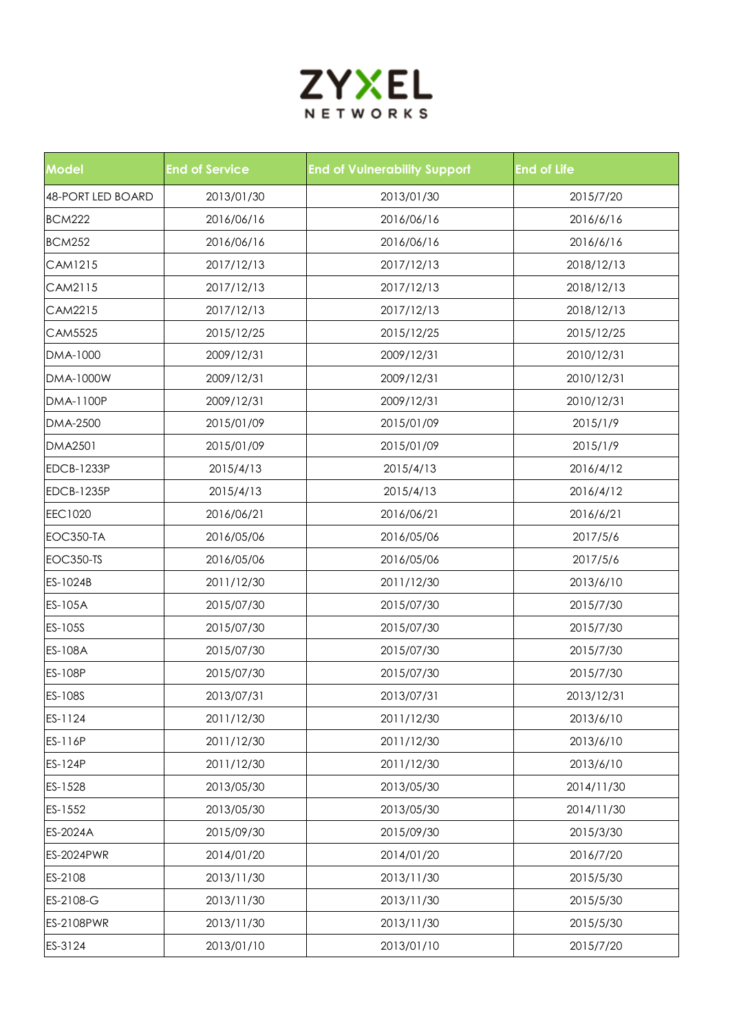ZYXEL NETWORKS

| Model | End of Service | End of Vulnerability Support | End of Life |
|---|---|---|---|
| 48-PORT LED BOARD | 2013/01/30 | 2013/01/30 | 2015/7/20 |
| BCM222 | 2016/06/16 | 2016/06/16 | 2016/6/16 |
| BCM252 | 2016/06/16 | 2016/06/16 | 2016/6/16 |
| CAM1215 | 2017/12/13 | 2017/12/13 | 2018/12/13 |
| CAM2115 | 2017/12/13 | 2017/12/13 | 2018/12/13 |
| CAM2215 | 2017/12/13 | 2017/12/13 | 2018/12/13 |
| CAM5525 | 2015/12/25 | 2015/12/25 | 2015/12/25 |
| DMA-1000 | 2009/12/31 | 2009/12/31 | 2010/12/31 |
| DMA-1000W | 2009/12/31 | 2009/12/31 | 2010/12/31 |
| DMA-1100P | 2009/12/31 | 2009/12/31 | 2010/12/31 |
| DMA-2500 | 2015/01/09 | 2015/01/09 | 2015/1/9 |
| DMA2501 | 2015/01/09 | 2015/01/09 | 2015/1/9 |
| EDCB-1233P | 2015/4/13 | 2015/4/13 | 2016/4/12 |
| EDCB-1235P | 2015/4/13 | 2015/4/13 | 2016/4/12 |
| EEC1020 | 2016/06/21 | 2016/06/21 | 2016/6/21 |
| EOC350-TA | 2016/05/06 | 2016/05/06 | 2017/5/6 |
| EOC350-TS | 2016/05/06 | 2016/05/06 | 2017/5/6 |
| ES-1024B | 2011/12/30 | 2011/12/30 | 2013/6/10 |
| ES-105A | 2015/07/30 | 2015/07/30 | 2015/7/30 |
| ES-105S | 2015/07/30 | 2015/07/30 | 2015/7/30 |
| ES-108A | 2015/07/30 | 2015/07/30 | 2015/7/30 |
| ES-108P | 2015/07/30 | 2015/07/30 | 2015/7/30 |
| ES-108S | 2013/07/31 | 2013/07/31 | 2013/12/31 |
| ES-1124 | 2011/12/30 | 2011/12/30 | 2013/6/10 |
| ES-116P | 2011/12/30 | 2011/12/30 | 2013/6/10 |
| ES-124P | 2011/12/30 | 2011/12/30 | 2013/6/10 |
| ES-1528 | 2013/05/30 | 2013/05/30 | 2014/11/30 |
| ES-1552 | 2013/05/30 | 2013/05/30 | 2014/11/30 |
| ES-2024A | 2015/09/30 | 2015/09/30 | 2015/3/30 |
| ES-2024PWR | 2014/01/20 | 2014/01/20 | 2016/7/20 |
| ES-2108 | 2013/11/30 | 2013/11/30 | 2015/5/30 |
| ES-2108-G | 2013/11/30 | 2013/11/30 | 2015/5/30 |
| ES-2108PWR | 2013/11/30 | 2013/11/30 | 2015/5/30 |
| ES-3124 | 2013/01/10 | 2013/01/10 | 2015/7/20 |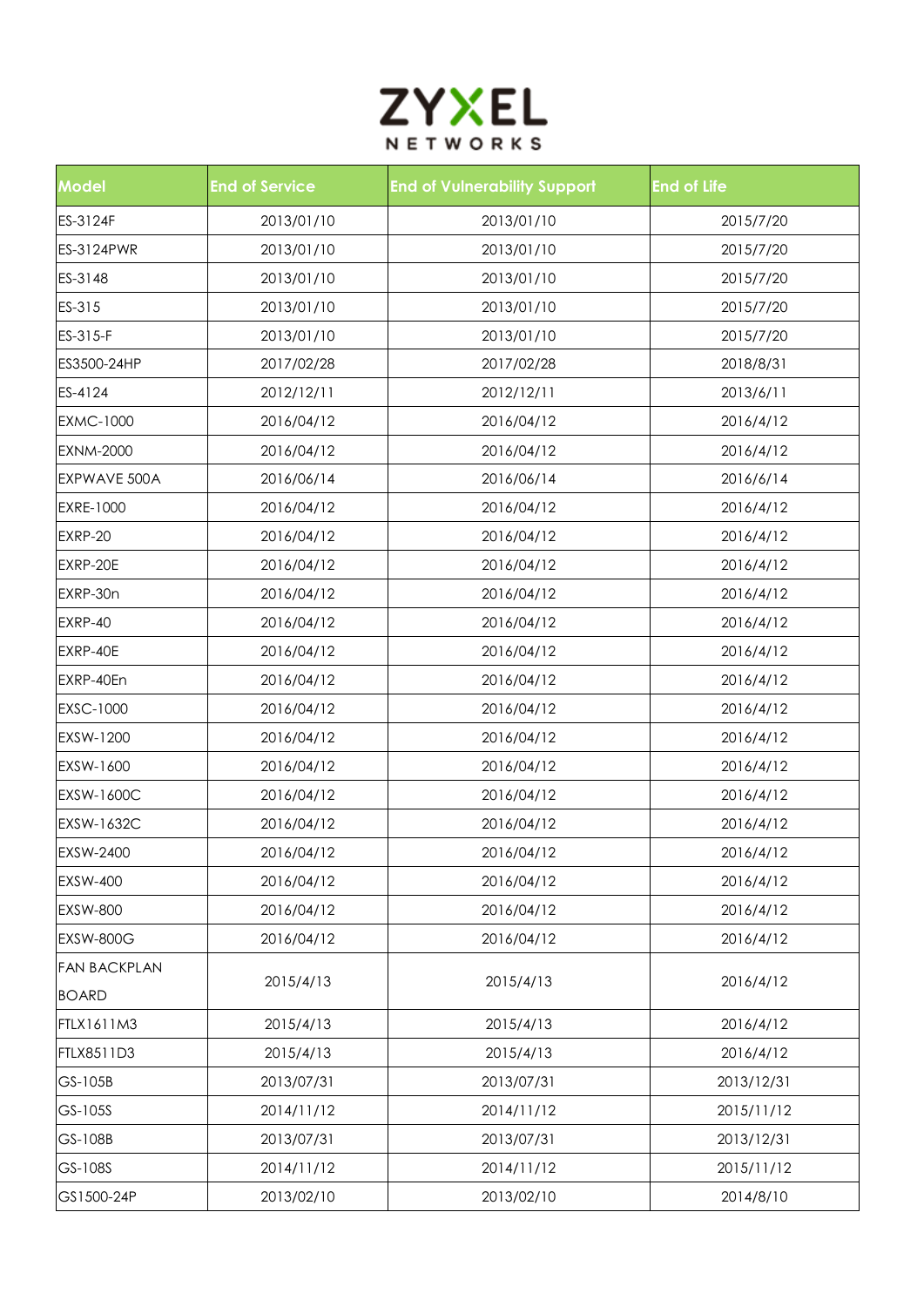| Model | End of Service | End of Vulnerability Support | End of Life |
|---|---|---|---|
| ES-3124F | 2013/01/10 | 2013/01/10 | 2015/7/20 |
| ES-3124PWR | 2013/01/10 | 2013/01/10 | 2015/7/20 |
| ES-3148 | 2013/01/10 | 2013/01/10 | 2015/7/20 |
| ES-315 | 2013/01/10 | 2013/01/10 | 2015/7/20 |
| ES-315-F | 2013/01/10 | 2013/01/10 | 2015/7/20 |
| ES3500-24HP | 2017/02/28 | 2017/02/28 | 2018/8/31 |
| ES-4124 | 2012/12/11 | 2012/12/11 | 2013/6/11 |
| EXMC-1000 | 2016/04/12 | 2016/04/12 | 2016/4/12 |
| EXNM-2000 | 2016/04/12 | 2016/04/12 | 2016/4/12 |
| EXPWAVE 500A | 2016/06/14 | 2016/06/14 | 2016/6/14 |
| EXRE-1000 | 2016/04/12 | 2016/04/12 | 2016/4/12 |
| EXRP-20 | 2016/04/12 | 2016/04/12 | 2016/4/12 |
| EXRP-20E | 2016/04/12 | 2016/04/12 | 2016/4/12 |
| EXRP-30n | 2016/04/12 | 2016/04/12 | 2016/4/12 |
| EXRP-40 | 2016/04/12 | 2016/04/12 | 2016/4/12 |
| EXRP-40E | 2016/04/12 | 2016/04/12 | 2016/4/12 |
| EXRP-40En | 2016/04/12 | 2016/04/12 | 2016/4/12 |
| EXSC-1000 | 2016/04/12 | 2016/04/12 | 2016/4/12 |
| EXSW-1200 | 2016/04/12 | 2016/04/12 | 2016/4/12 |
| EXSW-1600 | 2016/04/12 | 2016/04/12 | 2016/4/12 |
| EXSW-1600C | 2016/04/12 | 2016/04/12 | 2016/4/12 |
| EXSW-1632C | 2016/04/12 | 2016/04/12 | 2016/4/12 |
| EXSW-2400 | 2016/04/12 | 2016/04/12 | 2016/4/12 |
| EXSW-400 | 2016/04/12 | 2016/04/12 | 2016/4/12 |
| EXSW-800 | 2016/04/12 | 2016/04/12 | 2016/4/12 |
| EXSW-800G | 2016/04/12 | 2016/04/12 | 2016/4/12 |
| FAN BACKPLAN BOARD | 2015/4/13 | 2015/4/13 | 2016/4/12 |
| FTLX1611M3 | 2015/4/13 | 2015/4/13 | 2016/4/12 |
| FTLX8511D3 | 2015/4/13 | 2015/4/13 | 2016/4/12 |
| GS-105B | 2013/07/31 | 2013/07/31 | 2013/12/31 |
| GS-105S | 2014/11/12 | 2014/11/12 | 2015/11/12 |
| GS-108B | 2013/07/31 | 2013/07/31 | 2013/12/31 |
| GS-108S | 2014/11/12 | 2014/11/12 | 2015/11/12 |
| GS1500-24P | 2013/02/10 | 2013/02/10 | 2014/8/10 |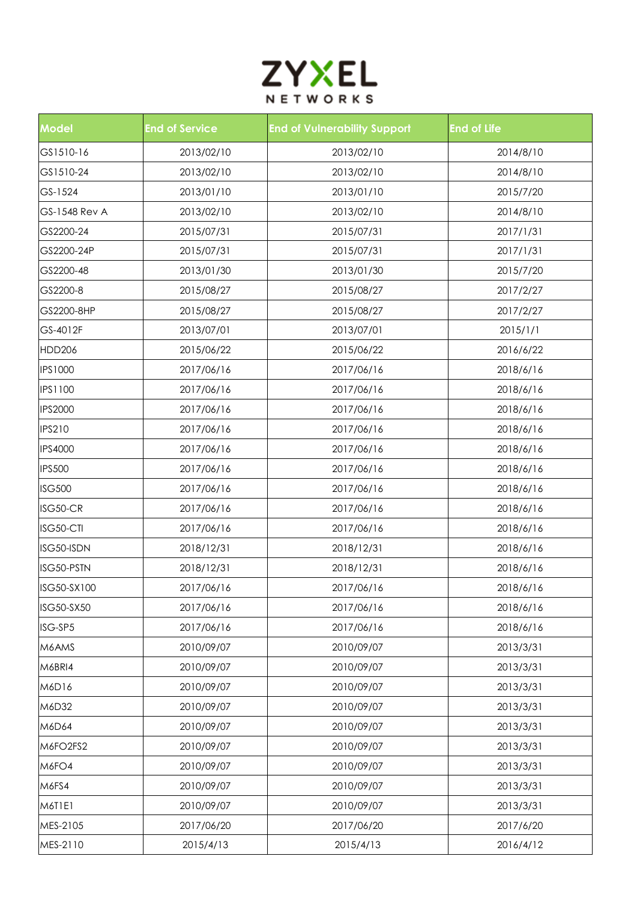| Model | End of Service | End of Vulnerability Support | End of Life |
|---|---|---|---|
| GS1510-16 | 2013/02/10 | 2013/02/10 | 2014/8/10 |
| GS1510-24 | 2013/02/10 | 2013/02/10 | 2014/8/10 |
| GS-1524 | 2013/01/10 | 2013/01/10 | 2015/7/20 |
| GS-1548 Rev A | 2013/02/10 | 2013/02/10 | 2014/8/10 |
| GS2200-24 | 2015/07/31 | 2015/07/31 | 2017/1/31 |
| GS2200-24P | 2015/07/31 | 2015/07/31 | 2017/1/31 |
| GS2200-48 | 2013/01/30 | 2013/01/30 | 2015/7/20 |
| GS2200-8 | 2015/08/27 | 2015/08/27 | 2017/2/27 |
| GS2200-8HP | 2015/08/27 | 2015/08/27 | 2017/2/27 |
| GS-4012F | 2013/07/01 | 2013/07/01 | 2015/1/1 |
| HDD206 | 2015/06/22 | 2015/06/22 | 2016/6/22 |
| IPS1000 | 2017/06/16 | 2017/06/16 | 2018/6/16 |
| IPS1100 | 2017/06/16 | 2017/06/16 | 2018/6/16 |
| IPS2000 | 2017/06/16 | 2017/06/16 | 2018/6/16 |
| IPS210 | 2017/06/16 | 2017/06/16 | 2018/6/16 |
| IPS4000 | 2017/06/16 | 2017/06/16 | 2018/6/16 |
| IPS500 | 2017/06/16 | 2017/06/16 | 2018/6/16 |
| ISG500 | 2017/06/16 | 2017/06/16 | 2018/6/16 |
| ISG50-CR | 2017/06/16 | 2017/06/16 | 2018/6/16 |
| ISG50-CTI | 2017/06/16 | 2017/06/16 | 2018/6/16 |
| ISG50-ISDN | 2018/12/31 | 2018/12/31 | 2018/6/16 |
| ISG50-PSTN | 2018/12/31 | 2018/12/31 | 2018/6/16 |
| ISG50-SX100 | 2017/06/16 | 2017/06/16 | 2018/6/16 |
| ISG50-SX50 | 2017/06/16 | 2017/06/16 | 2018/6/16 |
| ISG-SP5 | 2017/06/16 | 2017/06/16 | 2018/6/16 |
| M6AMS | 2010/09/07 | 2010/09/07 | 2013/3/31 |
| M6BRI4 | 2010/09/07 | 2010/09/07 | 2013/3/31 |
| M6D16 | 2010/09/07 | 2010/09/07 | 2013/3/31 |
| M6D32 | 2010/09/07 | 2010/09/07 | 2013/3/31 |
| M6D64 | 2010/09/07 | 2010/09/07 | 2013/3/31 |
| M6FO2FS2 | 2010/09/07 | 2010/09/07 | 2013/3/31 |
| M6FO4 | 2010/09/07 | 2010/09/07 | 2013/3/31 |
| M6FS4 | 2010/09/07 | 2010/09/07 | 2013/3/31 |
| M6T1E1 | 2010/09/07 | 2010/09/07 | 2013/3/31 |
| MES-2105 | 2017/06/20 | 2017/06/20 | 2017/6/20 |
| MES-2110 | 2015/4/13 | 2015/4/13 | 2016/4/12 |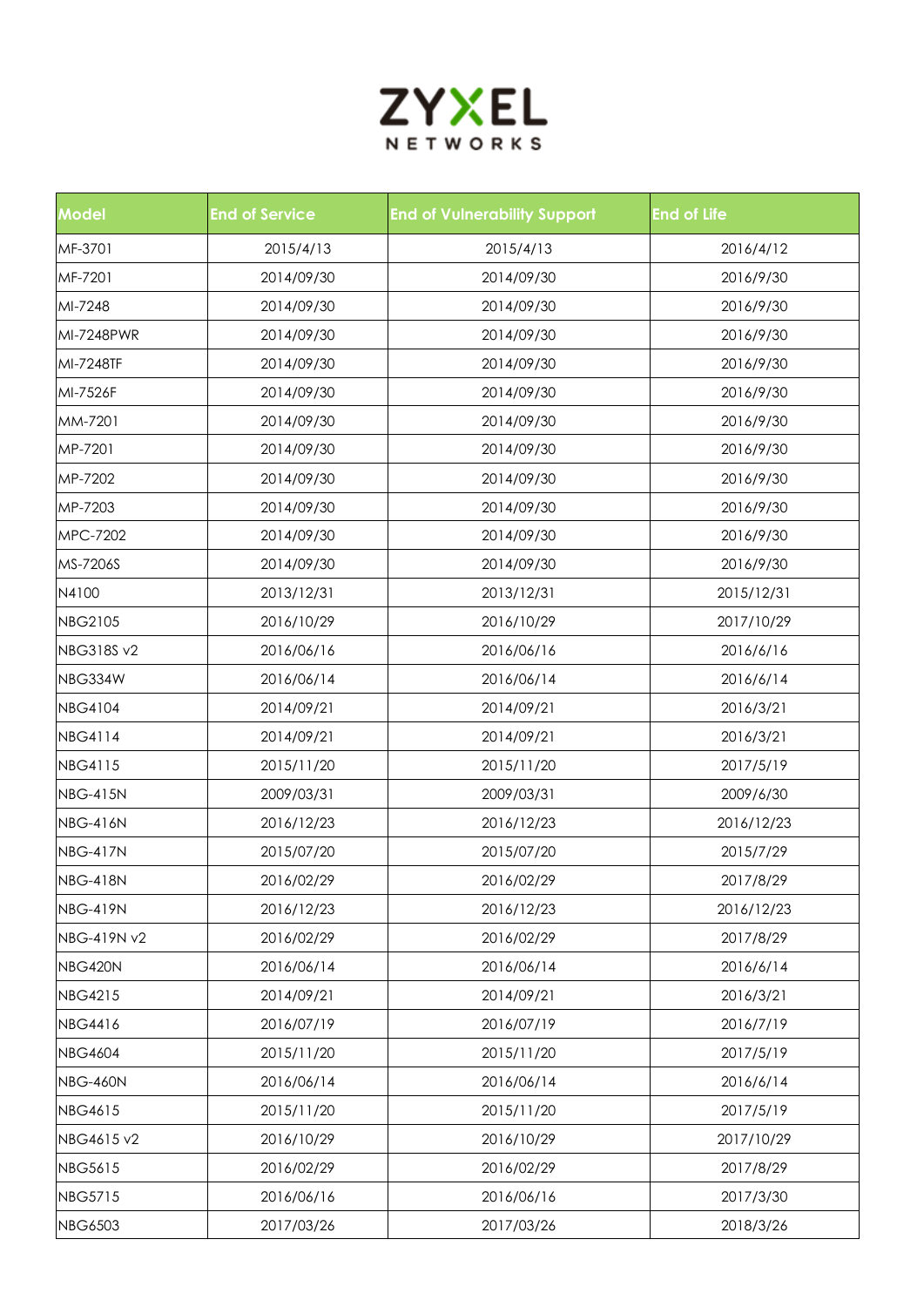| Model | End of Service | End of Vulnerability Support | End of Life |
|---|---|---|---|
| MF-3701 | 2015/4/13 | 2015/4/13 | 2016/4/12 |
| MF-7201 | 2014/09/30 | 2014/09/30 | 2016/9/30 |
| MI-7248 | 2014/09/30 | 2014/09/30 | 2016/9/30 |
| MI-7248PWR | 2014/09/30 | 2014/09/30 | 2016/9/30 |
| MI-7248TF | 2014/09/30 | 2014/09/30 | 2016/9/30 |
| MI-7526F | 2014/09/30 | 2014/09/30 | 2016/9/30 |
| MM-7201 | 2014/09/30 | 2014/09/30 | 2016/9/30 |
| MP-7201 | 2014/09/30 | 2014/09/30 | 2016/9/30 |
| MP-7202 | 2014/09/30 | 2014/09/30 | 2016/9/30 |
| MP-7203 | 2014/09/30 | 2014/09/30 | 2016/9/30 |
| MPC-7202 | 2014/09/30 | 2014/09/30 | 2016/9/30 |
| MS-7206S | 2014/09/30 | 2014/09/30 | 2016/9/30 |
| N4100 | 2013/12/31 | 2013/12/31 | 2015/12/31 |
| NBG2105 | 2016/10/29 | 2016/10/29 | 2017/10/29 |
| NBG318S v2 | 2016/06/16 | 2016/06/16 | 2016/6/16 |
| NBG334W | 2016/06/14 | 2016/06/14 | 2016/6/14 |
| NBG4104 | 2014/09/21 | 2014/09/21 | 2016/3/21 |
| NBG4114 | 2014/09/21 | 2014/09/21 | 2016/3/21 |
| NBG4115 | 2015/11/20 | 2015/11/20 | 2017/5/19 |
| NBG-415N | 2009/03/31 | 2009/03/31 | 2009/6/30 |
| NBG-416N | 2016/12/23 | 2016/12/23 | 2016/12/23 |
| NBG-417N | 2015/07/20 | 2015/07/20 | 2015/7/29 |
| NBG-418N | 2016/02/29 | 2016/02/29 | 2017/8/29 |
| NBG-419N | 2016/12/23 | 2016/12/23 | 2016/12/23 |
| NBG-419N v2 | 2016/02/29 | 2016/02/29 | 2017/8/29 |
| NBG420N | 2016/06/14 | 2016/06/14 | 2016/6/14 |
| NBG4215 | 2014/09/21 | 2014/09/21 | 2016/3/21 |
| NBG4416 | 2016/07/19 | 2016/07/19 | 2016/7/19 |
| NBG4604 | 2015/11/20 | 2015/11/20 | 2017/5/19 |
| NBG-460N | 2016/06/14 | 2016/06/14 | 2016/6/14 |
| NBG4615 | 2015/11/20 | 2015/11/20 | 2017/5/19 |
| NBG4615 v2 | 2016/10/29 | 2016/10/29 | 2017/10/29 |
| NBG5615 | 2016/02/29 | 2016/02/29 | 2017/8/29 |
| NBG5715 | 2016/06/16 | 2016/06/16 | 2017/3/30 |
| NBG6503 | 2017/03/26 | 2017/03/26 | 2018/3/26 |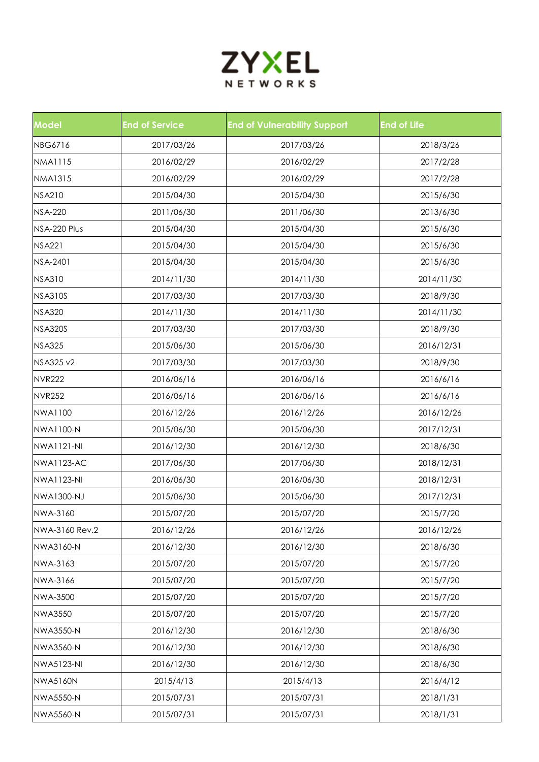| Model | End of Service | End of Vulnerability Support | End of Life |
|---|---|---|---|
| NBG6716 | 2017/03/26 | 2017/03/26 | 2018/3/26 |
| NMA1115 | 2016/02/29 | 2016/02/29 | 2017/2/28 |
| NMA1315 | 2016/02/29 | 2016/02/29 | 2017/2/28 |
| NSA210 | 2015/04/30 | 2015/04/30 | 2015/6/30 |
| NSA-220 | 2011/06/30 | 2011/06/30 | 2013/6/30 |
| NSA-220 Plus | 2015/04/30 | 2015/04/30 | 2015/6/30 |
| NSA221 | 2015/04/30 | 2015/04/30 | 2015/6/30 |
| NSA-2401 | 2015/04/30 | 2015/04/30 | 2015/6/30 |
| NSA310 | 2014/11/30 | 2014/11/30 | 2014/11/30 |
| NSA310S | 2017/03/30 | 2017/03/30 | 2018/9/30 |
| NSA320 | 2014/11/30 | 2014/11/30 | 2014/11/30 |
| NSA320S | 2017/03/30 | 2017/03/30 | 2018/9/30 |
| NSA325 | 2015/06/30 | 2015/06/30 | 2016/12/31 |
| NSA325 v2 | 2017/03/30 | 2017/03/30 | 2018/9/30 |
| NVR222 | 2016/06/16 | 2016/06/16 | 2016/6/16 |
| NVR252 | 2016/06/16 | 2016/06/16 | 2016/6/16 |
| NWA1100 | 2016/12/26 | 2016/12/26 | 2016/12/26 |
| NWA1100-N | 2015/06/30 | 2015/06/30 | 2017/12/31 |
| NWA1121-NI | 2016/12/30 | 2016/12/30 | 2018/6/30 |
| NWA1123-AC | 2017/06/30 | 2017/06/30 | 2018/12/31 |
| NWA1123-NI | 2016/06/30 | 2016/06/30 | 2018/12/31 |
| NWA1300-NJ | 2015/06/30 | 2015/06/30 | 2017/12/31 |
| NWA-3160 | 2015/07/20 | 2015/07/20 | 2015/7/20 |
| NWA-3160 Rev.2 | 2016/12/26 | 2016/12/26 | 2016/12/26 |
| NWA3160-N | 2016/12/30 | 2016/12/30 | 2018/6/30 |
| NWA-3163 | 2015/07/20 | 2015/07/20 | 2015/7/20 |
| NWA-3166 | 2015/07/20 | 2015/07/20 | 2015/7/20 |
| NWA-3500 | 2015/07/20 | 2015/07/20 | 2015/7/20 |
| NWA3550 | 2015/07/20 | 2015/07/20 | 2015/7/20 |
| NWA3550-N | 2016/12/30 | 2016/12/30 | 2018/6/30 |
| NWA3560-N | 2016/12/30 | 2016/12/30 | 2018/6/30 |
| NWA5123-NI | 2016/12/30 | 2016/12/30 | 2018/6/30 |
| NWA5160N | 2015/4/13 | 2015/4/13 | 2016/4/12 |
| NWA5550-N | 2015/07/31 | 2015/07/31 | 2018/1/31 |
| NWA5560-N | 2015/07/31 | 2015/07/31 | 2018/1/31 |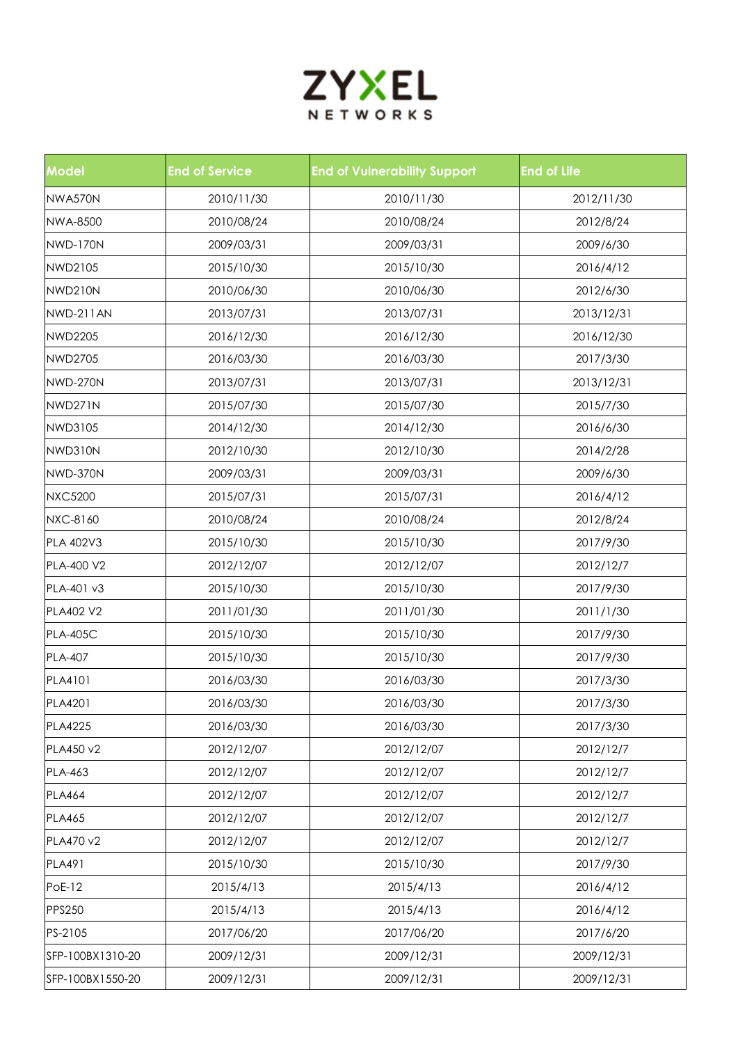| Model | End of Service | End of Vulnerability Support | End of Life |
|---|---|---|---|
| NWA570N | 2010/11/30 | 2010/11/30 | 2012/11/30 |
| NWA-8500 | 2010/08/24 | 2010/08/24 | 2012/8/24 |
| NWD-170N | 2009/03/31 | 2009/03/31 | 2009/6/30 |
| NWD2105 | 2015/10/30 | 2015/10/30 | 2016/4/12 |
| NWD210N | 2010/06/30 | 2010/06/30 | 2012/6/30 |
| NWD-211AN | 2013/07/31 | 2013/07/31 | 2013/12/31 |
| NWD2205 | 2016/12/30 | 2016/12/30 | 2016/12/30 |
| NWD2705 | 2016/03/30 | 2016/03/30 | 2017/3/30 |
| NWD-270N | 2013/07/31 | 2013/07/31 | 2013/12/31 |
| NWD271N | 2015/07/30 | 2015/07/30 | 2015/7/30 |
| NWD3105 | 2014/12/30 | 2014/12/30 | 2016/6/30 |
| NWD310N | 2012/10/30 | 2012/10/30 | 2014/2/28 |
| NWD-370N | 2009/03/31 | 2009/03/31 | 2009/6/30 |
| NXC5200 | 2015/07/31 | 2015/07/31 | 2016/4/12 |
| NXC-8160 | 2010/08/24 | 2010/08/24 | 2012/8/24 |
| PLA 402V3 | 2015/10/30 | 2015/10/30 | 2017/9/30 |
| PLA-400 V2 | 2012/12/07 | 2012/12/07 | 2012/12/7 |
| PLA-401 v3 | 2015/10/30 | 2015/10/30 | 2017/9/30 |
| PLA402 V2 | 2011/01/30 | 2011/01/30 | 2011/1/30 |
| PLA-405C | 2015/10/30 | 2015/10/30 | 2017/9/30 |
| PLA-407 | 2015/10/30 | 2015/10/30 | 2017/9/30 |
| PLA4101 | 2016/03/30 | 2016/03/30 | 2017/3/30 |
| PLA4201 | 2016/03/30 | 2016/03/30 | 2017/3/30 |
| PLA4225 | 2016/03/30 | 2016/03/30 | 2017/3/30 |
| PLA450 v2 | 2012/12/07 | 2012/12/07 | 2012/12/7 |
| PLA-463 | 2012/12/07 | 2012/12/07 | 2012/12/7 |
| PLA464 | 2012/12/07 | 2012/12/07 | 2012/12/7 |
| PLA465 | 2012/12/07 | 2012/12/07 | 2012/12/7 |
| PLA470 v2 | 2012/12/07 | 2012/12/07 | 2012/12/7 |
| PLA491 | 2015/10/30 | 2015/10/30 | 2017/9/30 |
| PoE-12 | 2015/4/13 | 2015/4/13 | 2016/4/12 |
| PPS250 | 2015/4/13 | 2015/4/13 | 2016/4/12 |
| PS-2105 | 2017/06/20 | 2017/06/20 | 2017/6/20 |
| SFP-100BX1310-20 | 2009/12/31 | 2009/12/31 | 2009/12/31 |
| SFP-100BX1550-20 | 2009/12/31 | 2009/12/31 | 2009/12/31 |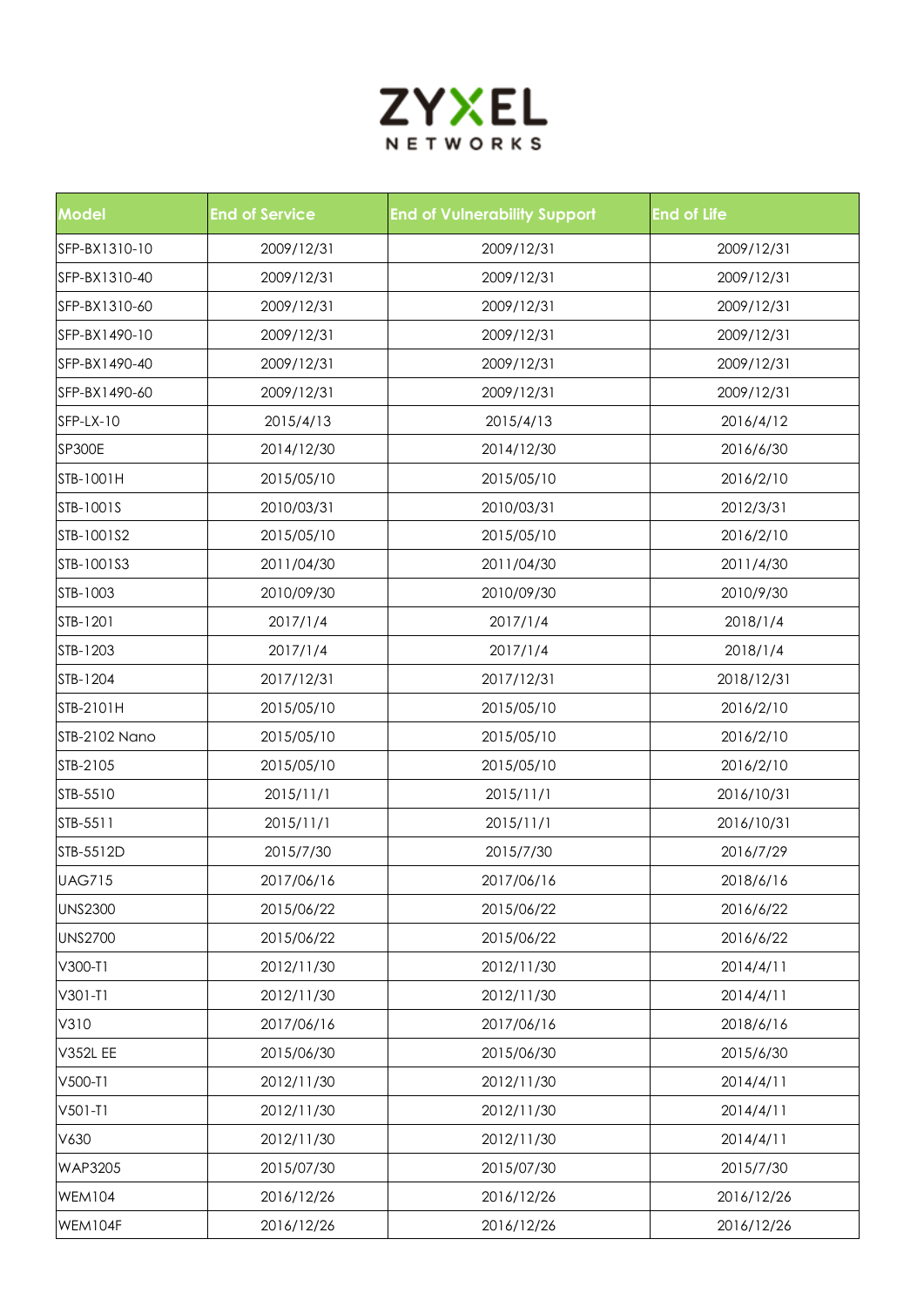| Model | End of Service | End of Vulnerability Support | End of Life |
|---|---|---|---|
| SFP-BX1310-10 | 2009/12/31 | 2009/12/31 | 2009/12/31 |
| SFP-BX1310-40 | 2009/12/31 | 2009/12/31 | 2009/12/31 |
| SFP-BX1310-60 | 2009/12/31 | 2009/12/31 | 2009/12/31 |
| SFP-BX1490-10 | 2009/12/31 | 2009/12/31 | 2009/12/31 |
| SFP-BX1490-40 | 2009/12/31 | 2009/12/31 | 2009/12/31 |
| SFP-BX1490-60 | 2009/12/31 | 2009/12/31 | 2009/12/31 |
| SFP-LX-10 | 2015/4/13 | 2015/4/13 | 2016/4/12 |
| SP300E | 2014/12/30 | 2014/12/30 | 2016/6/30 |
| STB-1001H | 2015/05/10 | 2015/05/10 | 2016/2/10 |
| STB-1001S | 2010/03/31 | 2010/03/31 | 2012/3/31 |
| STB-1001S2 | 2015/05/10 | 2015/05/10 | 2016/2/10 |
| STB-1001S3 | 2011/04/30 | 2011/04/30 | 2011/4/30 |
| STB-1003 | 2010/09/30 | 2010/09/30 | 2010/9/30 |
| STB-1201 | 2017/1/4 | 2017/1/4 | 2018/1/4 |
| STB-1203 | 2017/1/4 | 2017/1/4 | 2018/1/4 |
| STB-1204 | 2017/12/31 | 2017/12/31 | 2018/12/31 |
| STB-2101H | 2015/05/10 | 2015/05/10 | 2016/2/10 |
| STB-2102 Nano | 2015/05/10 | 2015/05/10 | 2016/2/10 |
| STB-2105 | 2015/05/10 | 2015/05/10 | 2016/2/10 |
| STB-5510 | 2015/11/1 | 2015/11/1 | 2016/10/31 |
| STB-5511 | 2015/11/1 | 2015/11/1 | 2016/10/31 |
| STB-5512D | 2015/7/30 | 2015/7/30 | 2016/7/29 |
| UAG715 | 2017/06/16 | 2017/06/16 | 2018/6/16 |
| UNS2300 | 2015/06/22 | 2015/06/22 | 2016/6/22 |
| UNS2700 | 2015/06/22 | 2015/06/22 | 2016/6/22 |
| V300-T1 | 2012/11/30 | 2012/11/30 | 2014/4/11 |
| V301-T1 | 2012/11/30 | 2012/11/30 | 2014/4/11 |
| V310 | 2017/06/16 | 2017/06/16 | 2018/6/16 |
| V352L EE | 2015/06/30 | 2015/06/30 | 2015/6/30 |
| V500-T1 | 2012/11/30 | 2012/11/30 | 2014/4/11 |
| V501-T1 | 2012/11/30 | 2012/11/30 | 2014/4/11 |
| V630 | 2012/11/30 | 2012/11/30 | 2014/4/11 |
| WAP3205 | 2015/07/30 | 2015/07/30 | 2015/7/30 |
| WEM104 | 2016/12/26 | 2016/12/26 | 2016/12/26 |
| WEM104F | 2016/12/26 | 2016/12/26 | 2016/12/26 |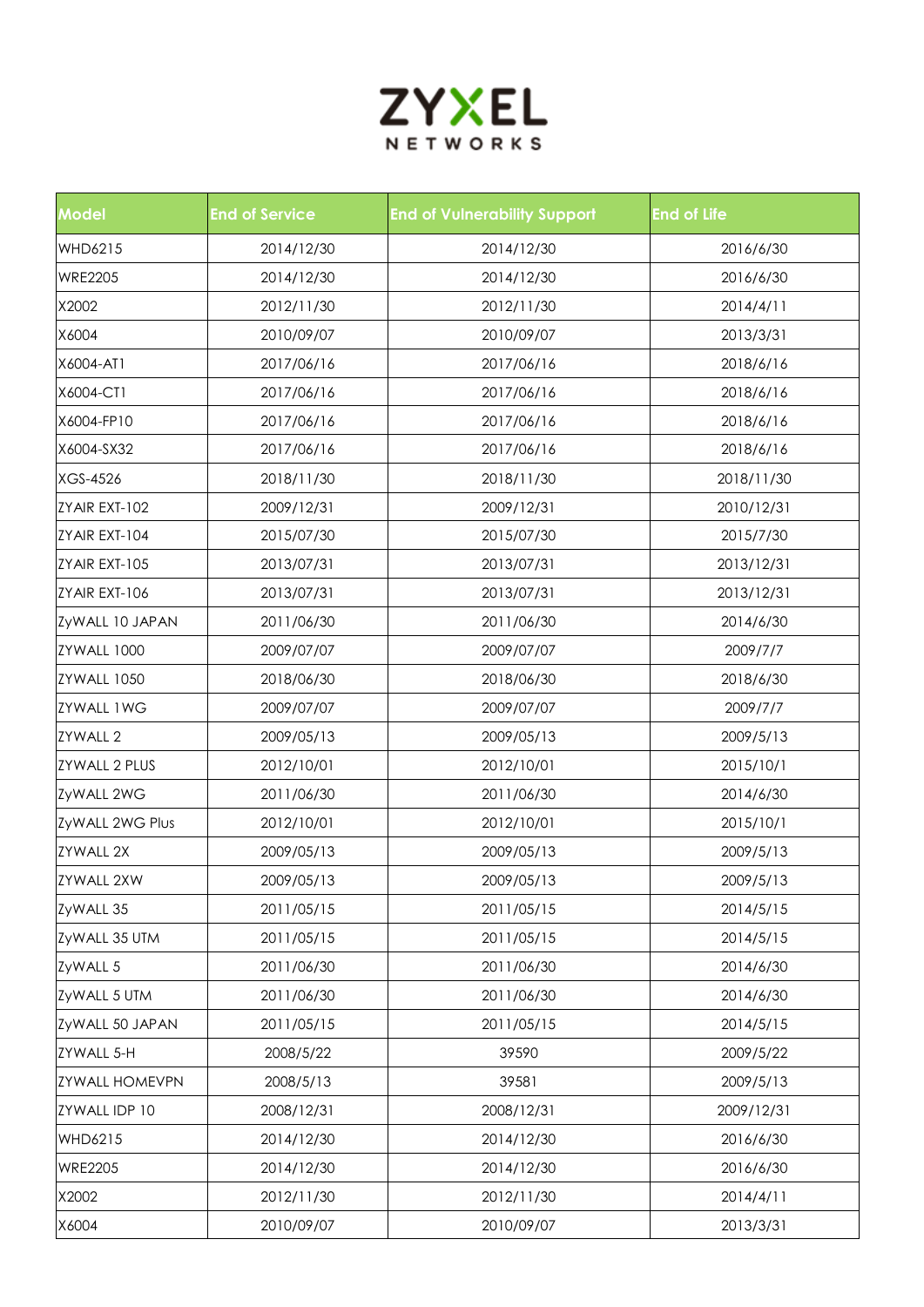# ZYXEL NETWORKS

| Model | End of Service | End of Vulnerability Support | End of Life |
|---|---|---|---|
| WHD6215 | 2014/12/30 | 2014/12/30 | 2016/6/30 |
| WRE2205 | 2014/12/30 | 2014/12/30 | 2016/6/30 |
| X2002 | 2012/11/30 | 2012/11/30 | 2014/4/11 |
| X6004 | 2010/09/07 | 2010/09/07 | 2013/3/31 |
| X6004-AT1 | 2017/06/16 | 2017/06/16 | 2018/6/16 |
| X6004-CT1 | 2017/06/16 | 2017/06/16 | 2018/6/16 |
| X6004-FP10 | 2017/06/16 | 2017/06/16 | 2018/6/16 |
| X6004-SX32 | 2017/06/16 | 2017/06/16 | 2018/6/16 |
| XGS-4526 | 2018/11/30 | 2018/11/30 | 2018/11/30 |
| ZYAIR EXT-102 | 2009/12/31 | 2009/12/31 | 2010/12/31 |
| ZYAIR EXT-104 | 2015/07/30 | 2015/07/30 | 2015/7/30 |
| ZYAIR EXT-105 | 2013/07/31 | 2013/07/31 | 2013/12/31 |
| ZYAIR EXT-106 | 2013/07/31 | 2013/07/31 | 2013/12/31 |
| ZyWALL 10 JAPAN | 2011/06/30 | 2011/06/30 | 2014/6/30 |
| ZYWALL 1000 | 2009/07/07 | 2009/07/07 | 2009/7/7 |
| ZYWALL 1050 | 2018/06/30 | 2018/06/30 | 2018/6/30 |
| ZYWALL 1WG | 2009/07/07 | 2009/07/07 | 2009/7/7 |
| ZYWALL 2 | 2009/05/13 | 2009/05/13 | 2009/5/13 |
| ZYWALL 2 PLUS | 2012/10/01 | 2012/10/01 | 2015/10/1 |
| ZyWALL 2WG | 2011/06/30 | 2011/06/30 | 2014/6/30 |
| ZyWALL 2WG Plus | 2012/10/01 | 2012/10/01 | 2015/10/1 |
| ZYWALL 2X | 2009/05/13 | 2009/05/13 | 2009/5/13 |
| ZYWALL 2XW | 2009/05/13 | 2009/05/13 | 2009/5/13 |
| ZyWALL 35 | 2011/05/15 | 2011/05/15 | 2014/5/15 |
| ZyWALL 35 UTM | 2011/05/15 | 2011/05/15 | 2014/5/15 |
| ZyWALL 5 | 2011/06/30 | 2011/06/30 | 2014/6/30 |
| ZyWALL 5 UTM | 2011/06/30 | 2011/06/30 | 2014/6/30 |
| ZyWALL 50 JAPAN | 2011/05/15 | 2011/05/15 | 2014/5/15 |
| ZYWALL 5-H | 2008/5/22 | 39590 | 2009/5/22 |
| ZYWALL HOMEVPN | 2008/5/13 | 39581 | 2009/5/13 |
| ZYWALL IDP 10 | 2008/12/31 | 2008/12/31 | 2009/12/31 |
| WHD6215 | 2014/12/30 | 2014/12/30 | 2016/6/30 |
| WRE2205 | 2014/12/30 | 2014/12/30 | 2016/6/30 |
| X2002 | 2012/11/30 | 2012/11/30 | 2014/4/11 |
| X6004 | 2010/09/07 | 2010/09/07 | 2013/3/31 |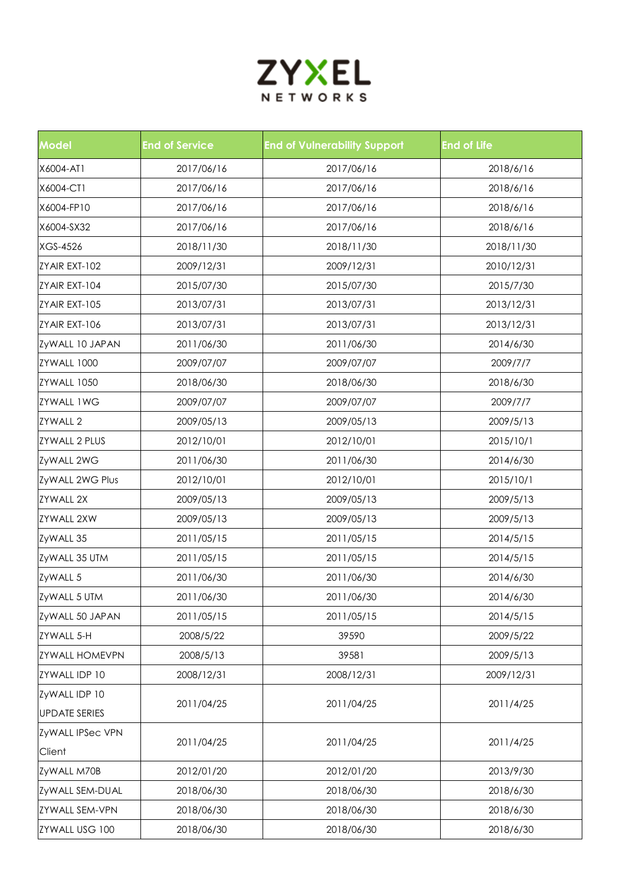ZYXEL NETWORKS

| Model | End of Service | End of Vulnerability Support | End of Life |
|---|---|---|---|
| X6004-AT1 | 2017/06/16 | 2017/06/16 | 2018/6/16 |
| X6004-CT1 | 2017/06/16 | 2017/06/16 | 2018/6/16 |
| X6004-FP10 | 2017/06/16 | 2017/06/16 | 2018/6/16 |
| X6004-SX32 | 2017/06/16 | 2017/06/16 | 2018/6/16 |
| XGS-4526 | 2018/11/30 | 2018/11/30 | 2018/11/30 |
| ZYAIR EXT-102 | 2009/12/31 | 2009/12/31 | 2010/12/31 |
| ZYAIR EXT-104 | 2015/07/30 | 2015/07/30 | 2015/7/30 |
| ZYAIR EXT-105 | 2013/07/31 | 2013/07/31 | 2013/12/31 |
| ZYAIR EXT-106 | 2013/07/31 | 2013/07/31 | 2013/12/31 |
| ZyWALL 10 JAPAN | 2011/06/30 | 2011/06/30 | 2014/6/30 |
| ZYWALL 1000 | 2009/07/07 | 2009/07/07 | 2009/7/7 |
| ZYWALL 1050 | 2018/06/30 | 2018/06/30 | 2018/6/30 |
| ZYWALL 1WG | 2009/07/07 | 2009/07/07 | 2009/7/7 |
| ZYWALL 2 | 2009/05/13 | 2009/05/13 | 2009/5/13 |
| ZYWALL 2 PLUS | 2012/10/01 | 2012/10/01 | 2015/10/1 |
| ZyWALL 2WG | 2011/06/30 | 2011/06/30 | 2014/6/30 |
| ZyWALL 2WG Plus | 2012/10/01 | 2012/10/01 | 2015/10/1 |
| ZYWALL 2X | 2009/05/13 | 2009/05/13 | 2009/5/13 |
| ZYWALL 2XW | 2009/05/13 | 2009/05/13 | 2009/5/13 |
| ZyWALL 35 | 2011/05/15 | 2011/05/15 | 2014/5/15 |
| ZyWALL 35 UTM | 2011/05/15 | 2011/05/15 | 2014/5/15 |
| ZyWALL 5 | 2011/06/30 | 2011/06/30 | 2014/6/30 |
| ZyWALL 5 UTM | 2011/06/30 | 2011/06/30 | 2014/6/30 |
| ZyWALL 50 JAPAN | 2011/05/15 | 2011/05/15 | 2014/5/15 |
| ZYWALL 5-H | 2008/5/22 | 39590 | 2009/5/22 |
| ZYWALL HOMEVPN | 2008/5/13 | 39581 | 2009/5/13 |
| ZYWALL IDP 10 | 2008/12/31 | 2008/12/31 | 2009/12/31 |
| ZyWALL IDP 10 UPDATE SERIES | 2011/04/25 | 2011/04/25 | 2011/4/25 |
| ZyWALL IPSec VPN Client | 2011/04/25 | 2011/04/25 | 2011/4/25 |
| ZyWALL M70B | 2012/01/20 | 2012/01/20 | 2013/9/30 |
| ZyWALL SEM-DUAL | 2018/06/30 | 2018/06/30 | 2018/6/30 |
| ZYWALL SEM-VPN | 2018/06/30 | 2018/06/30 | 2018/6/30 |
| ZYWALL USG 100 | 2018/06/30 | 2018/06/30 | 2018/6/30 |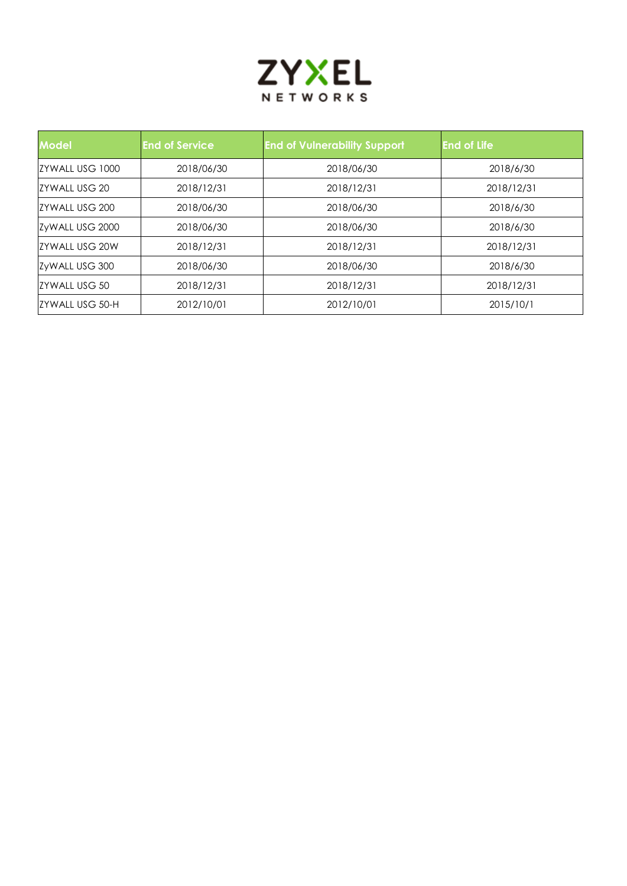| Model | End of Service | End of Vulnerability Support | End of Life |
| --- | --- | --- | --- |
| ZYWALL USG 1000 | 2018/06/30 | 2018/06/30 | 2018/6/30 |
| ZYWALL USG 20 | 2018/12/31 | 2018/12/31 | 2018/12/31 |
| ZYWALL USG 200 | 2018/06/30 | 2018/06/30 | 2018/6/30 |
| ZyWALL USG 2000 | 2018/06/30 | 2018/06/30 | 2018/6/30 |
| ZYWALL USG 20W | 2018/12/31 | 2018/12/31 | 2018/12/31 |
| ZyWALL USG 300 | 2018/06/30 | 2018/06/30 | 2018/6/30 |
| ZYWALL USG 50 | 2018/12/31 | 2018/12/31 | 2018/12/31 |
| ZYWALL USG 50-H | 2012/10/01 | 2012/10/01 | 2015/10/1 |